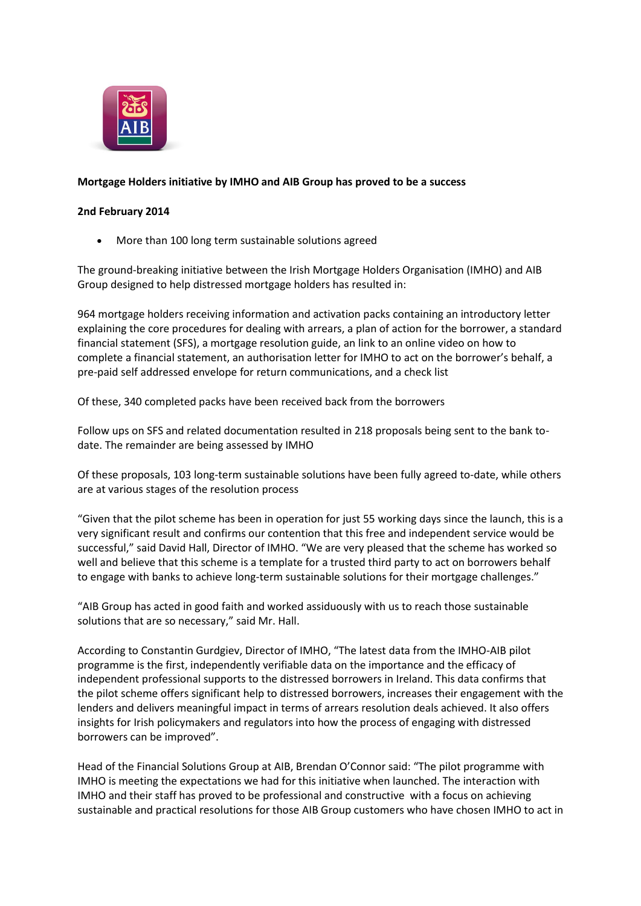**Mortgage Holders initiative by IMHO and AIB Group has proved to be a success**

**2nd February 2014**

- More than 100 long term sustainable solutions agreed

The ground-breaking initiative between the Irish Mortgage Holders Organisation (IMHO) and AIB Group designed to help distressed mortgage holders has resulted in:

964 mortgage holders receiving information and activation packs containing an introductory letter explaining the core procedures for dealing with arrears, a plan of action for the borrower, a standard financial statement (SFS), a mortgage resolution guide, an link to an online video on how to complete a financial statement, an authorisation letter for IMHO to act on the borrower's behalf, a pre-paid self addressed envelope for return communications, and a check list

Of these, 340 completed packs have been received back from the borrowers

Follow ups on SFS and related documentation resulted in 218 proposals being sent to the bank to-date. The remainder are being assessed by IMHO

Of these proposals, 103 long-term sustainable solutions have been fully agreed to-date, while others are at various stages of the resolution process

"Given that the pilot scheme has been in operation for just 55 working days since the launch, this is a very significant result and confirms our contention that this free and independent service would be successful," said David Hall, Director of IMHO. "We are very pleased that the scheme has worked so well and believe that this scheme is a template for a trusted third party to act on borrowers behalf to engage with banks to achieve long-term sustainable solutions for their mortgage challenges."

"AIB Group has acted in good faith and worked assiduously with us to reach those sustainable solutions that are so necessary," said Mr. Hall.

According to Constantin Gurdgiev, Director of IMHO, "The latest data from the IMHO-AIB pilot programme is the first, independently verifiable data on the importance and the efficacy of independent professional supports to the distressed borrowers in Ireland. This data confirms that the pilot scheme offers significant help to distressed borrowers, increases their engagement with the lenders and delivers meaningful impact in terms of arrears resolution deals achieved. It also offers insights for Irish policymakers and regulators into how the process of engaging with distressed borrowers can be improved".

Head of the Financial Solutions Group at AIB, Brendan O'Connor said: "The pilot programme with IMHO is meeting the expectations we had for this initiative when launched. The interaction with IMHO and their staff has proved to be professional and constructive with a focus on achieving sustainable and practical resolutions for those AIB Group customers who have chosen IMHO to act in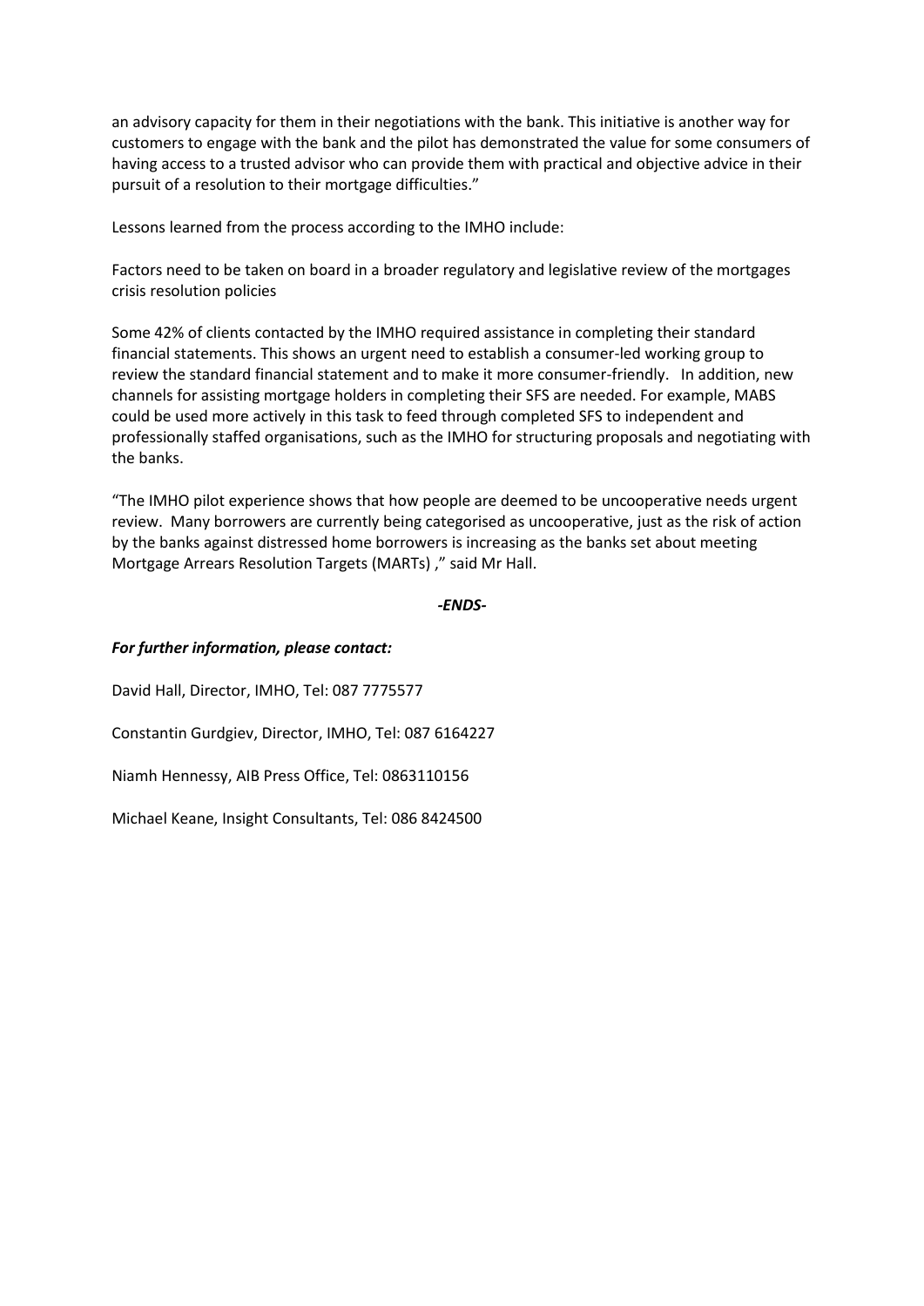an advisory capacity for them in their negotiations with the bank. This initiative is another way for customers to engage with the bank and the pilot has demonstrated the value for some consumers of having access to a trusted advisor who can provide them with practical and objective advice in their pursuit of a resolution to their mortgage difficulties."

Lessons learned from the process according to the IMHO include:

Factors need to be taken on board in a broader regulatory and legislative review of the mortgages crisis resolution policies

Some 42% of clients contacted by the IMHO required assistance in completing their standard financial statements. This shows an urgent need to establish a consumer-led working group to review the standard financial statement and to make it more consumer-friendly. In addition, new channels for assisting mortgage holders in completing their SFS are needed. For example, MABS could be used more actively in this task to feed through completed SFS to independent and professionally staffed organisations, such as the IMHO for structuring proposals and negotiating with the banks.

"The IMHO pilot experience shows that how people are deemed to be uncooperative needs urgent review. Many borrowers are currently being categorised as uncooperative, just as the risk of action by the banks against distressed home borrowers is increasing as the banks set about meeting Mortgage Arrears Resolution Targets (MARTs) ," said Mr Hall.

***-ENDS-***

***For further information, please contact:***

David Hall, Director, IMHO, Tel: 087 7775577

Constantin Gurdgiev, Director, IMHO, Tel: 087 6164227

Niamh Hennessy, AIB Press Office, Tel: 0863110156

Michael Keane, Insight Consultants, Tel: 086 8424500